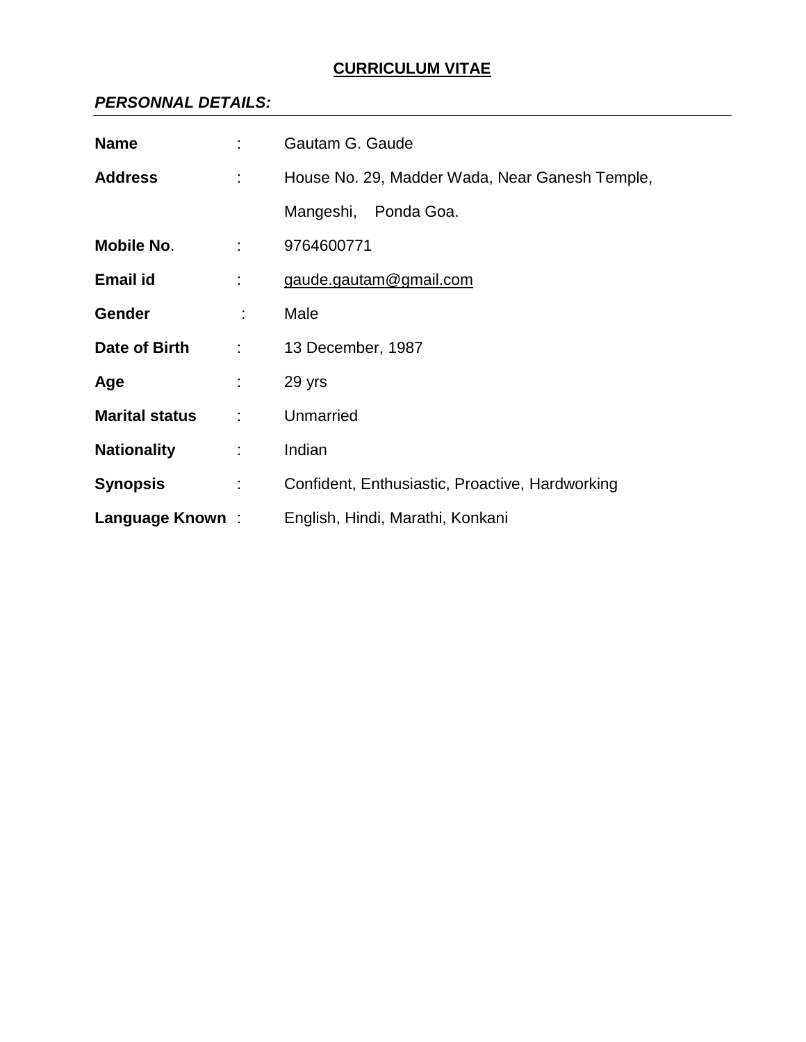# CURRICULUM VITAE

***PERSONNAL DETAILS:***

| | | |
|---|---|---|
| **Name** | : | Gautam G. Gaude |
| **Address** | : | House No. 29, Madder Wada, Near Ganesh Temple, Mangeshi, Ponda Goa. |
| **Mobile No**. | : | 9764600771 |
| **Email id** | : | gaude.gautam@gmail.com |
| **Gender** | : | Male |
| **Date of Birth** | : | 13 December, 1987 |
| **Age** | : | 29 yrs |
| **Marital status** | : | Unmarried |
| **Nationality** | : | Indian |
| **Synopsis** | : | Confident, Enthusiastic, Proactive, Hardworking |
| **Language Known** | : | English, Hindi, Marathi, Konkani |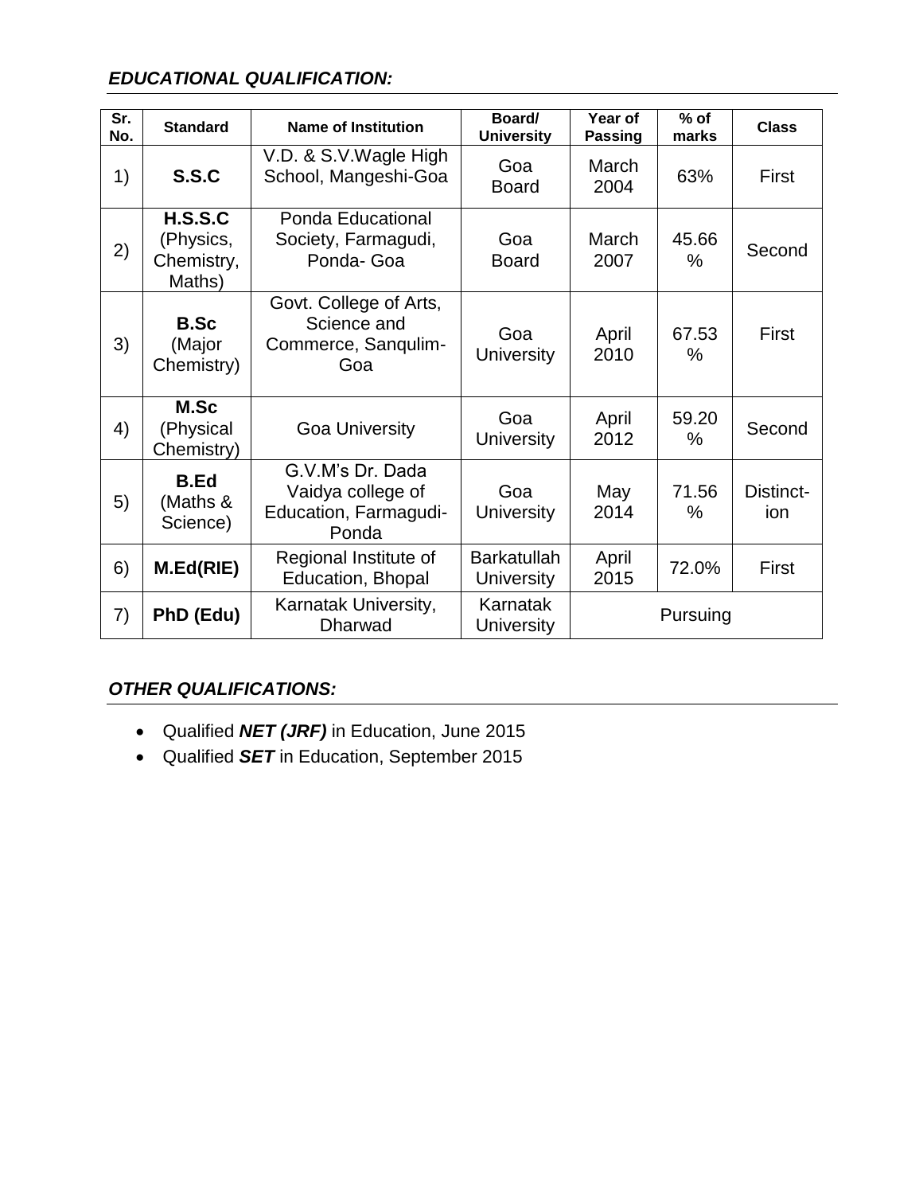***EDUCATIONAL QUALIFICATION:***

| Sr. No. | Standard | Name of Institution | Board/ University | Year of Passing | % of marks | Class |
|---|---|---|---|---|---|---|
| 1) | **S.S.C** | V.D. & S.V.Wagle High School, Mangeshi-Goa | Goa Board | March 2004 | 63% | First |
| 2) | **H.S.S.C** (Physics, Chemistry, Maths) | Ponda Educational Society, Farmagudi, Ponda- Goa | Goa Board | March 2007 | 45.66 % | Second |
| 3) | **B.Sc** (Major Chemistry) | Govt. College of Arts, Science and Commerce, Sanqulim-Goa | Goa University | April 2010 | 67.53 % | First |
| 4) | **M.Sc** (Physical Chemistry) | Goa University | Goa University | April 2012 | 59.20 % | Second |
| 5) | **B.Ed** (Maths & Science) | G.V.M's Dr. Dada Vaidya college of Education, Farmagudi-Ponda | Goa University | May 2014 | 71.56 % | Distinct-ion |
| 6) | **M.Ed(RIE)** | Regional Institute of Education, Bhopal | Barkatullah University | April 2015 | 72.0% | First |
| 7) | **PhD (Edu)** | Karnatak University, Dharwad | Karnatak University | Pursuing | | |

***OTHER QUALIFICATIONS:***

- Qualified ***NET (JRF)*** in Education, June 2015
- Qualified ***SET*** in Education, September 2015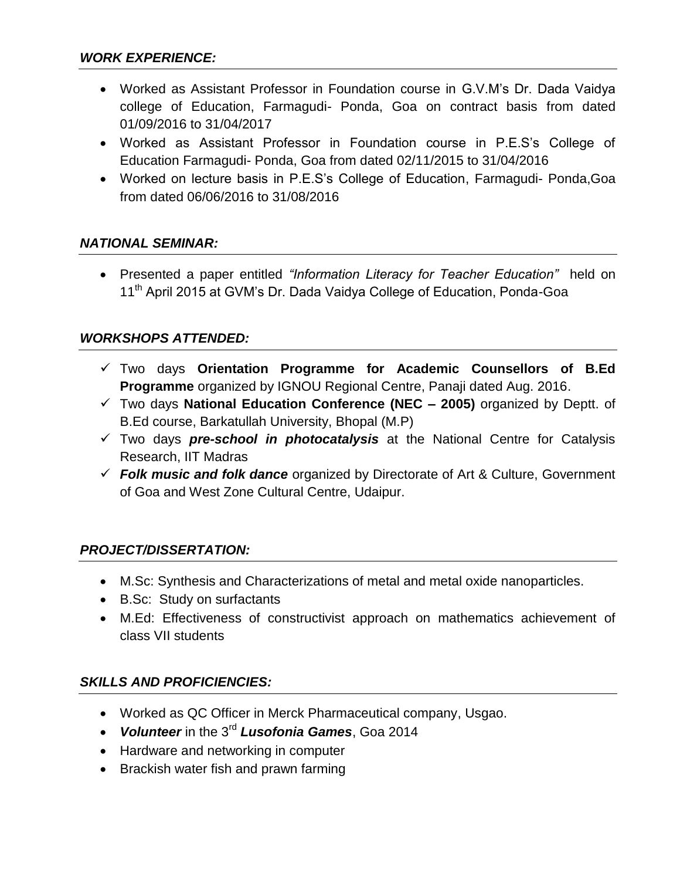## ***WORK EXPERIENCE:***

- Worked as Assistant Professor in Foundation course in G.V.M's Dr. Dada Vaidya college of Education, Farmagudi- Ponda, Goa on contract basis from dated 01/09/2016 to 31/04/2017
- Worked as Assistant Professor in Foundation course in P.E.S's College of Education Farmagudi- Ponda, Goa from dated 02/11/2015 to 31/04/2016
- Worked on lecture basis in P.E.S's College of Education, Farmagudi- Ponda,Goa from dated 06/06/2016 to 31/08/2016

## ***NATIONAL SEMINAR:***

- Presented a paper entitled *"Information Literacy for Teacher Education"* held on 11th April 2015 at GVM's Dr. Dada Vaidya College of Education, Ponda-Goa

## ***WORKSHOPS ATTENDED:***

- ✓ Two days **Orientation Programme for Academic Counsellors of B.Ed Programme** organized by IGNOU Regional Centre, Panaji dated Aug. 2016.
- ✓ Two days **National Education Conference (NEC – 2005)** organized by Deptt. of B.Ed course, Barkatullah University, Bhopal (M.P)
- ✓ Two days ***pre-school in photocatalysis*** at the National Centre for Catalysis Research, IIT Madras
- ✓ ***Folk music and folk dance*** organized by Directorate of Art & Culture, Government of Goa and West Zone Cultural Centre, Udaipur.

## ***PROJECT/DISSERTATION:***

- M.Sc: Synthesis and Characterizations of metal and metal oxide nanoparticles.
- B.Sc: Study on surfactants
- M.Ed: Effectiveness of constructivist approach on mathematics achievement of class VII students

## ***SKILLS AND PROFICIENCIES:***

- Worked as QC Officer in Merck Pharmaceutical company, Usgao.
- ***Volunteer*** in the 3rd ***Lusofonia Games***, Goa 2014
- Hardware and networking in computer
- Brackish water fish and prawn farming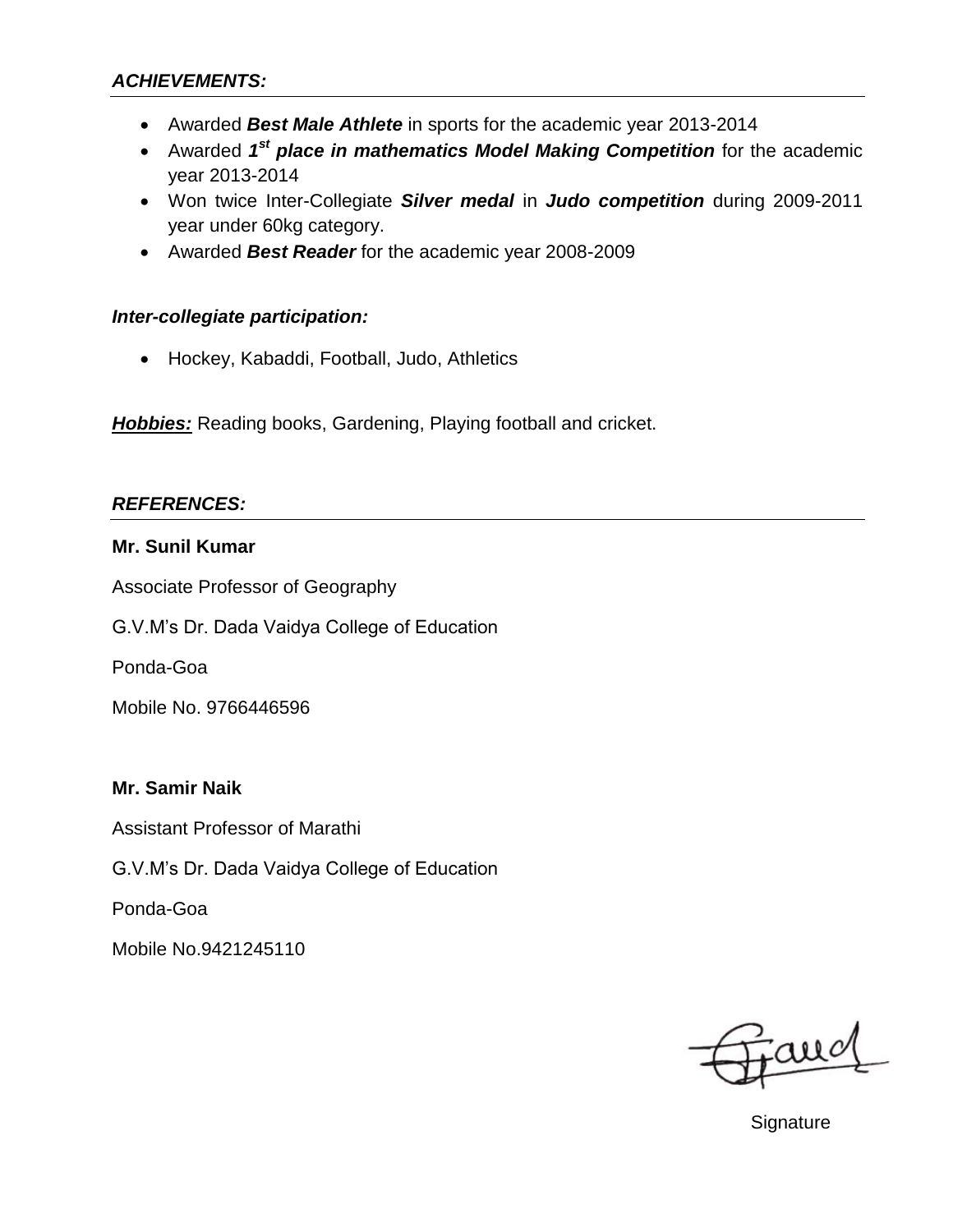## *ACHIEVEMENTS:*

- Awarded ***Best Male Athlete*** in sports for the academic year 2013-2014
- Awarded ***1st place in mathematics Model Making Competition*** for the academic year 2013-2014
- Won twice Inter-Collegiate ***Silver medal*** in ***Judo competition*** during 2009-2011 year under 60kg category.
- Awarded ***Best Reader*** for the academic year 2008-2009

### *Inter-collegiate participation:*

- Hockey, Kabaddi, Football, Judo, Athletics

***Hobbies:*** Reading books, Gardening, Playing football and cricket.

## *REFERENCES:*

**Mr. Sunil Kumar**

Associate Professor of Geography

G.V.M's Dr. Dada Vaidya College of Education

Ponda-Goa

Mobile No. 9766446596

**Mr. Samir Naik**

Assistant Professor of Marathi

G.V.M's Dr. Dada Vaidya College of Education

Ponda-Goa

Mobile No.9421245110

Signature